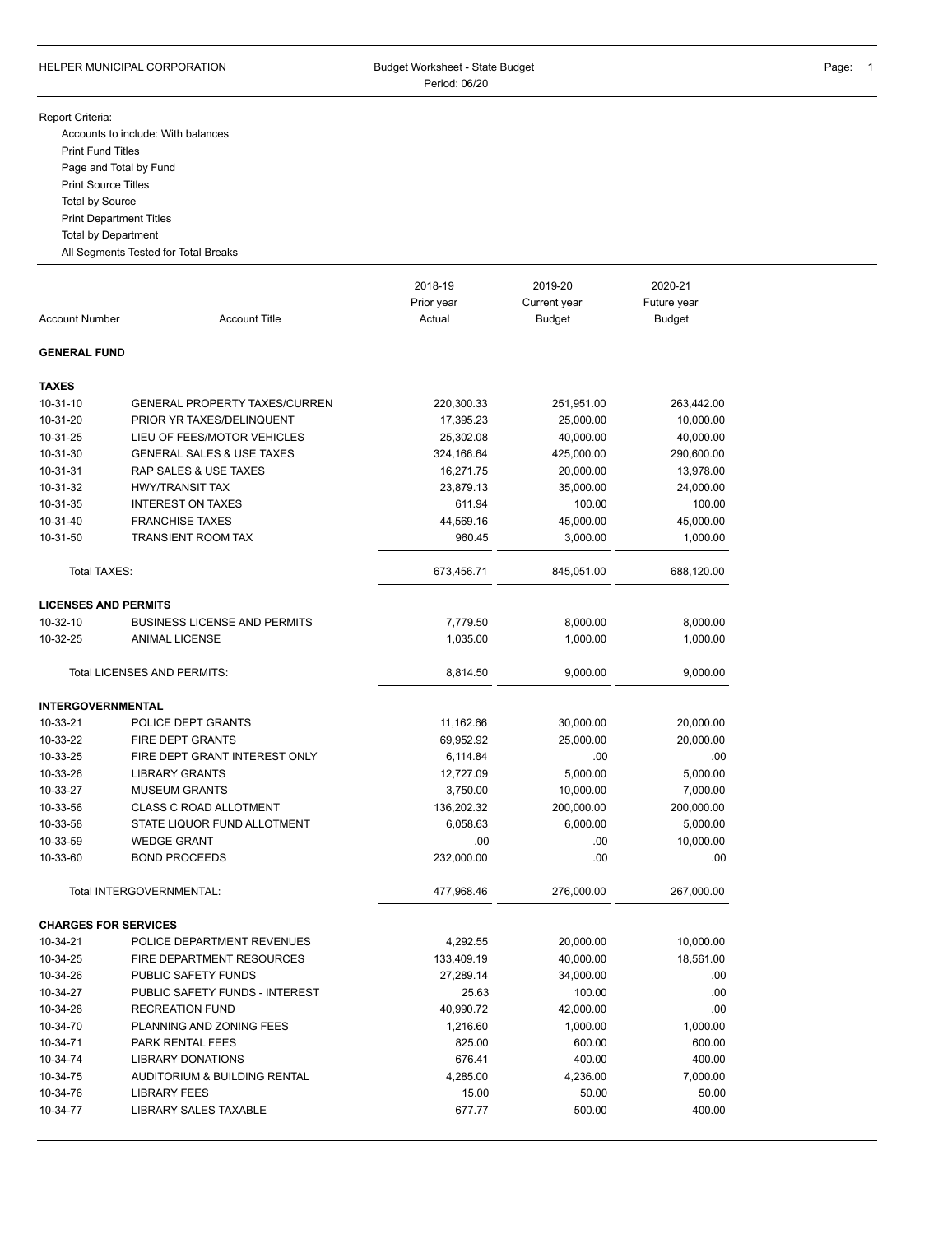HELPER MUNICIPAL CORPORATION

Budget Worksheet - State Budget
Period: 06/20

Report Criteria:
- Accounts to include: With balances
- Print Fund Titles
- Page and Total by Fund
- Print Source Titles
- Total by Source
- Print Department Titles
- Total by Department
- All Segments Tested for Total Breaks

| Account Number | Account Title | 2018-19 Prior year Actual | 2019-20 Current year Budget | 2020-21 Future year Budget |
|---|---|---|---|---|
| **GENERAL FUND** | | | | |
| **TAXES** | | | | |
| 10-31-10 | GENERAL PROPERTY TAXES/CURREN | 220,300.33 | 251,951.00 | 263,442.00 |
| 10-31-20 | PRIOR YR TAXES/DELINQUENT | 17,395.23 | 25,000.00 | 10,000.00 |
| 10-31-25 | LIEU OF FEES/MOTOR VEHICLES | 25,302.08 | 40,000.00 | 40,000.00 |
| 10-31-30 | GENERAL SALES & USE TAXES | 324,166.64 | 425,000.00 | 290,600.00 |
| 10-31-31 | RAP SALES & USE TAXES | 16,271.75 | 20,000.00 | 13,978.00 |
| 10-31-32 | HWY/TRANSIT TAX | 23,879.13 | 35,000.00 | 24,000.00 |
| 10-31-35 | INTEREST ON TAXES | 611.94 | 100.00 | 100.00 |
| 10-31-40 | FRANCHISE TAXES | 44,569.16 | 45,000.00 | 45,000.00 |
| 10-31-50 | TRANSIENT ROOM TAX | 960.45 | 3,000.00 | 1,000.00 |
| | Total TAXES: | 673,456.71 | 845,051.00 | 688,120.00 |
| **LICENSES AND PERMITS** | | | | |
| 10-32-10 | BUSINESS LICENSE AND PERMITS | 7,779.50 | 8,000.00 | 8,000.00 |
| 10-32-25 | ANIMAL LICENSE | 1,035.00 | 1,000.00 | 1,000.00 |
| | Total LICENSES AND PERMITS: | 8,814.50 | 9,000.00 | 9,000.00 |
| **INTERGOVERNMENTAL** | | | | |
| 10-33-21 | POLICE DEPT GRANTS | 11,162.66 | 30,000.00 | 20,000.00 |
| 10-33-22 | FIRE DEPT GRANTS | 69,952.92 | 25,000.00 | 20,000.00 |
| 10-33-25 | FIRE DEPT GRANT INTEREST ONLY | 6,114.84 | .00 | .00 |
| 10-33-26 | LIBRARY GRANTS | 12,727.09 | 5,000.00 | 5,000.00 |
| 10-33-27 | MUSEUM GRANTS | 3,750.00 | 10,000.00 | 7,000.00 |
| 10-33-56 | CLASS C ROAD ALLOTMENT | 136,202.32 | 200,000.00 | 200,000.00 |
| 10-33-58 | STATE LIQUOR FUND ALLOTMENT | 6,058.63 | 6,000.00 | 5,000.00 |
| 10-33-59 | WEDGE GRANT | .00 | .00 | 10,000.00 |
| 10-33-60 | BOND PROCEEDS | 232,000.00 | .00 | .00 |
| | Total INTERGOVERNMENTAL: | 477,968.46 | 276,000.00 | 267,000.00 |
| **CHARGES FOR SERVICES** | | | | |
| 10-34-21 | POLICE DEPARTMENT REVENUES | 4,292.55 | 20,000.00 | 10,000.00 |
| 10-34-25 | FIRE DEPARTMENT RESOURCES | 133,409.19 | 40,000.00 | 18,561.00 |
| 10-34-26 | PUBLIC SAFETY FUNDS | 27,289.14 | 34,000.00 | .00 |
| 10-34-27 | PUBLIC SAFETY FUNDS - INTEREST | 25.63 | 100.00 | .00 |
| 10-34-28 | RECREATION FUND | 40,990.72 | 42,000.00 | .00 |
| 10-34-70 | PLANNING AND ZONING FEES | 1,216.60 | 1,000.00 | 1,000.00 |
| 10-34-71 | PARK RENTAL FEES | 825.00 | 600.00 | 600.00 |
| 10-34-74 | LIBRARY DONATIONS | 676.41 | 400.00 | 400.00 |
| 10-34-75 | AUDITORIUM & BUILDING RENTAL | 4,285.00 | 4,236.00 | 7,000.00 |
| 10-34-76 | LIBRARY FEES | 15.00 | 50.00 | 50.00 |
| 10-34-77 | LIBRARY SALES TAXABLE | 677.77 | 500.00 | 400.00 |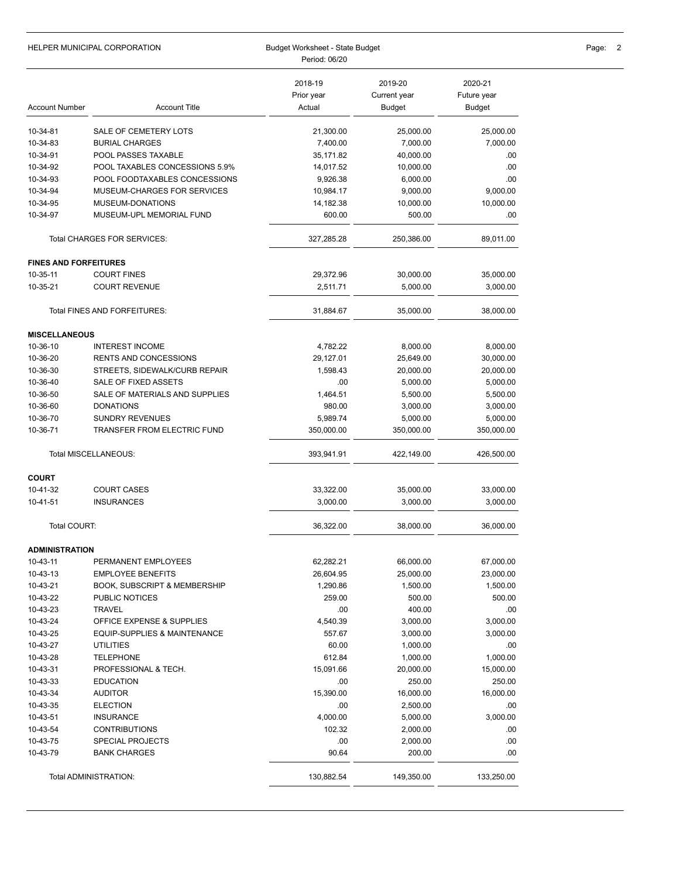| Account Number | Account Title | 2018-19 Prior year Actual | 2019-20 Current year Budget | 2020-21 Future year Budget |
|---|---|---|---|---|
| 10-34-81 | SALE OF CEMETERY LOTS | 21,300.00 | 25,000.00 | 25,000.00 |
| 10-34-83 | BURIAL CHARGES | 7,400.00 | 7,000.00 | 7,000.00 |
| 10-34-91 | POOL PASSES TAXABLE | 35,171.82 | 40,000.00 | .00 |
| 10-34-92 | POOL TAXABLES CONCESSIONS 5.9% | 14,017.52 | 10,000.00 | .00 |
| 10-34-93 | POOL FOODTAXABLES CONCESSIONS | 9,926.38 | 6,000.00 | .00 |
| 10-34-94 | MUSEUM-CHARGES FOR SERVICES | 10,984.17 | 9,000.00 | 9,000.00 |
| 10-34-95 | MUSEUM-DONATIONS | 14,182.38 | 10,000.00 | 10,000.00 |
| 10-34-97 | MUSEUM-UPL MEMORIAL FUND | 600.00 | 500.00 | .00 |
| | Total CHARGES FOR SERVICES: | 327,285.28 | 250,386.00 | 89,011.00 |
| **FINES AND FORFEITURES** | | | | |
| 10-35-11 | COURT FINES | 29,372.96 | 30,000.00 | 35,000.00 |
| 10-35-21 | COURT REVENUE | 2,511.71 | 5,000.00 | 3,000.00 |
| | Total FINES AND FORFEITURES: | 31,884.67 | 35,000.00 | 38,000.00 |
| **MISCELLANEOUS** | | | | |
| 10-36-10 | INTEREST INCOME | 4,782.22 | 8,000.00 | 8,000.00 |
| 10-36-20 | RENTS AND CONCESSIONS | 29,127.01 | 25,649.00 | 30,000.00 |
| 10-36-30 | STREETS, SIDEWALK/CURB REPAIR | 1,598.43 | 20,000.00 | 20,000.00 |
| 10-36-40 | SALE OF FIXED ASSETS | .00 | 5,000.00 | 5,000.00 |
| 10-36-50 | SALE OF MATERIALS AND SUPPLIES | 1,464.51 | 5,500.00 | 5,500.00 |
| 10-36-60 | DONATIONS | 980.00 | 3,000.00 | 3,000.00 |
| 10-36-70 | SUNDRY REVENUES | 5,989.74 | 5,000.00 | 5,000.00 |
| 10-36-71 | TRANSFER FROM ELECTRIC FUND | 350,000.00 | 350,000.00 | 350,000.00 |
| | Total MISCELLANEOUS: | 393,941.91 | 422,149.00 | 426,500.00 |
| **COURT** | | | | |
| 10-41-32 | COURT CASES | 33,322.00 | 35,000.00 | 33,000.00 |
| 10-41-51 | INSURANCES | 3,000.00 | 3,000.00 | 3,000.00 |
| | Total COURT: | 36,322.00 | 38,000.00 | 36,000.00 |
| **ADMINISTRATION** | | | | |
| 10-43-11 | PERMANENT EMPLOYEES | 62,282.21 | 66,000.00 | 67,000.00 |
| 10-43-13 | EMPLOYEE BENEFITS | 26,604.95 | 25,000.00 | 23,000.00 |
| 10-43-21 | BOOK, SUBSCRIPT & MEMBERSHIP | 1,290.86 | 1,500.00 | 1,500.00 |
| 10-43-22 | PUBLIC NOTICES | 259.00 | 500.00 | 500.00 |
| 10-43-23 | TRAVEL | .00 | 400.00 | .00 |
| 10-43-24 | OFFICE EXPENSE & SUPPLIES | 4,540.39 | 3,000.00 | 3,000.00 |
| 10-43-25 | EQUIP-SUPPLIES & MAINTENANCE | 557.67 | 3,000.00 | 3,000.00 |
| 10-43-27 | UTILITIES | 60.00 | 1,000.00 | .00 |
| 10-43-28 | TELEPHONE | 612.84 | 1,000.00 | 1,000.00 |
| 10-43-31 | PROFESSIONAL & TECH. | 15,091.66 | 20,000.00 | 15,000.00 |
| 10-43-33 | EDUCATION | .00 | 250.00 | 250.00 |
| 10-43-34 | AUDITOR | 15,390.00 | 16,000.00 | 16,000.00 |
| 10-43-35 | ELECTION | .00 | 2,500.00 | .00 |
| 10-43-51 | INSURANCE | 4,000.00 | 5,000.00 | 3,000.00 |
| 10-43-54 | CONTRIBUTIONS | 102.32 | 2,000.00 | .00 |
| 10-43-75 | SPECIAL PROJECTS | .00 | 2,000.00 | .00 |
| 10-43-79 | BANK CHARGES | 90.64 | 200.00 | .00 |
| | Total ADMINISTRATION: | 130,882.54 | 149,350.00 | 133,250.00 |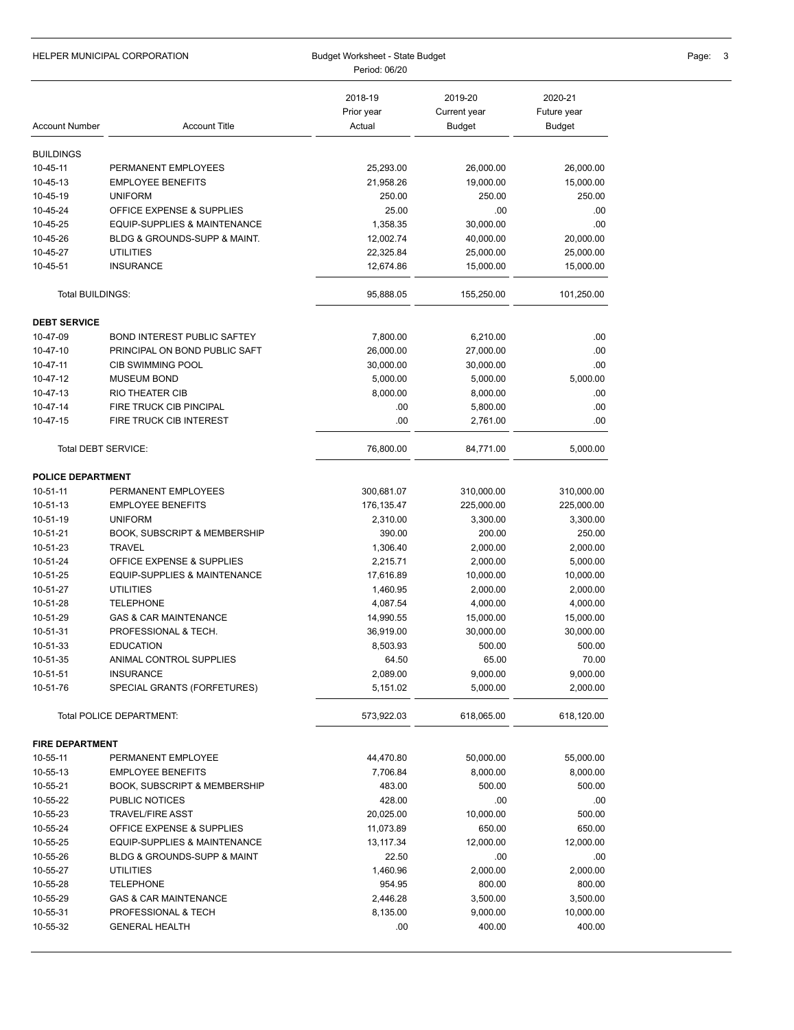HELPER MUNICIPAL CORPORATION

Budget Worksheet - State Budget
Period: 06/20

| Account Number | Account Title | 2018-19 Prior year Actual | 2019-20 Current year Budget | 2020-21 Future year Budget |
|---|---|---|---|---|
| **BUILDINGS** | | | | |
| 10-45-11 | PERMANENT EMPLOYEES | 25,293.00 | 26,000.00 | 26,000.00 |
| 10-45-13 | EMPLOYEE BENEFITS | 21,958.26 | 19,000.00 | 15,000.00 |
| 10-45-19 | UNIFORM | 250.00 | 250.00 | 250.00 |
| 10-45-24 | OFFICE EXPENSE & SUPPLIES | 25.00 | .00 | .00 |
| 10-45-25 | EQUIP-SUPPLIES & MAINTENANCE | 1,358.35 | 30,000.00 | .00 |
| 10-45-26 | BLDG & GROUNDS-SUPP & MAINT. | 12,002.74 | 40,000.00 | 20,000.00 |
| 10-45-27 | UTILITIES | 22,325.84 | 25,000.00 | 25,000.00 |
| 10-45-51 | INSURANCE | 12,674.86 | 15,000.00 | 15,000.00 |
| Total BUILDINGS: | | 95,888.05 | 155,250.00 | 101,250.00 |
| **DEBT SERVICE** | | | | |
| 10-47-09 | BOND INTEREST PUBLIC SAFTEY | 7,800.00 | 6,210.00 | .00 |
| 10-47-10 | PRINCIPAL ON BOND PUBLIC SAFT | 26,000.00 | 27,000.00 | .00 |
| 10-47-11 | CIB SWIMMING POOL | 30,000.00 | 30,000.00 | .00 |
| 10-47-12 | MUSEUM BOND | 5,000.00 | 5,000.00 | 5,000.00 |
| 10-47-13 | RIO THEATER CIB | 8,000.00 | 8,000.00 | .00 |
| 10-47-14 | FIRE TRUCK CIB PINCIPAL | .00 | 5,800.00 | .00 |
| 10-47-15 | FIRE TRUCK CIB INTEREST | .00 | 2,761.00 | .00 |
| Total DEBT SERVICE: | | 76,800.00 | 84,771.00 | 5,000.00 |
| **POLICE DEPARTMENT** | | | | |
| 10-51-11 | PERMANENT EMPLOYEES | 300,681.07 | 310,000.00 | 310,000.00 |
| 10-51-13 | EMPLOYEE BENEFITS | 176,135.47 | 225,000.00 | 225,000.00 |
| 10-51-19 | UNIFORM | 2,310.00 | 3,300.00 | 3,300.00 |
| 10-51-21 | BOOK, SUBSCRIPT & MEMBERSHIP | 390.00 | 200.00 | 250.00 |
| 10-51-23 | TRAVEL | 1,306.40 | 2,000.00 | 2,000.00 |
| 10-51-24 | OFFICE EXPENSE & SUPPLIES | 2,215.71 | 2,000.00 | 5,000.00 |
| 10-51-25 | EQUIP-SUPPLIES & MAINTENANCE | 17,616.89 | 10,000.00 | 10,000.00 |
| 10-51-27 | UTILITIES | 1,460.95 | 2,000.00 | 2,000.00 |
| 10-51-28 | TELEPHONE | 4,087.54 | 4,000.00 | 4,000.00 |
| 10-51-29 | GAS & CAR MAINTENANCE | 14,990.55 | 15,000.00 | 15,000.00 |
| 10-51-31 | PROFESSIONAL & TECH. | 36,919.00 | 30,000.00 | 30,000.00 |
| 10-51-33 | EDUCATION | 8,503.93 | 500.00 | 500.00 |
| 10-51-35 | ANIMAL CONTROL SUPPLIES | 64.50 | 65.00 | 70.00 |
| 10-51-51 | INSURANCE | 2,089.00 | 9,000.00 | 9,000.00 |
| 10-51-76 | SPECIAL GRANTS (FORFETURES) | 5,151.02 | 5,000.00 | 2,000.00 |
| Total POLICE DEPARTMENT: | | 573,922.03 | 618,065.00 | 618,120.00 |
| **FIRE DEPARTMENT** | | | | |
| 10-55-11 | PERMANENT EMPLOYEE | 44,470.80 | 50,000.00 | 55,000.00 |
| 10-55-13 | EMPLOYEE BENEFITS | 7,706.84 | 8,000.00 | 8,000.00 |
| 10-55-21 | BOOK, SUBSCRIPT & MEMBERSHIP | 483.00 | 500.00 | 500.00 |
| 10-55-22 | PUBLIC NOTICES | 428.00 | .00 | .00 |
| 10-55-23 | TRAVEL/FIRE ASST | 20,025.00 | 10,000.00 | 500.00 |
| 10-55-24 | OFFICE EXPENSE & SUPPLIES | 11,073.89 | 650.00 | 650.00 |
| 10-55-25 | EQUIP-SUPPLIES & MAINTENANCE | 13,117.34 | 12,000.00 | 12,000.00 |
| 10-55-26 | BLDG & GROUNDS-SUPP & MAINT | 22.50 | .00 | .00 |
| 10-55-27 | UTILITIES | 1,460.96 | 2,000.00 | 2,000.00 |
| 10-55-28 | TELEPHONE | 954.95 | 800.00 | 800.00 |
| 10-55-29 | GAS & CAR MAINTENANCE | 2,446.28 | 3,500.00 | 3,500.00 |
| 10-55-31 | PROFESSIONAL & TECH | 8,135.00 | 9,000.00 | 10,000.00 |
| 10-55-32 | GENERAL HEALTH | .00 | 400.00 | 400.00 |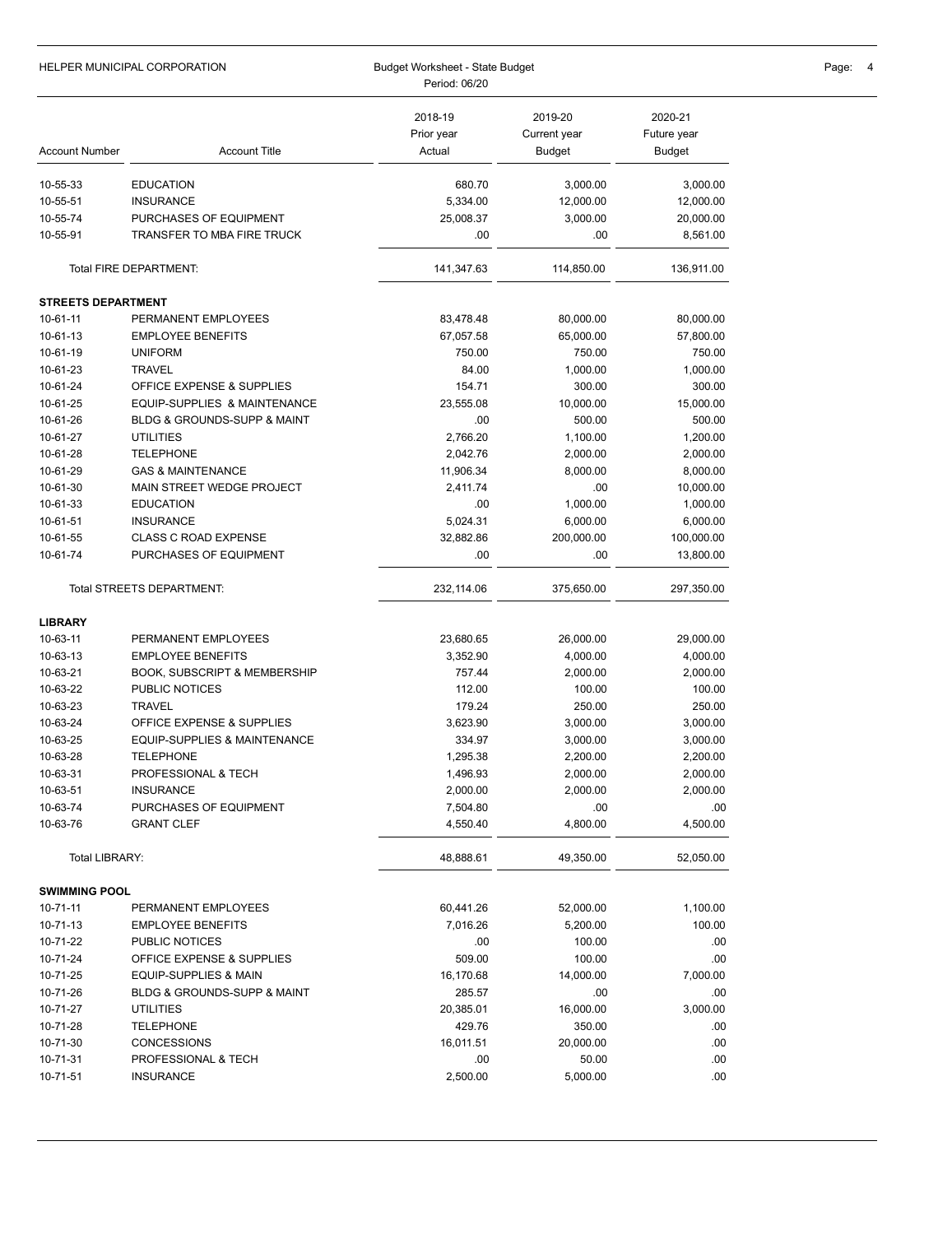| Account Number | Account Title | 2018-19 Prior year Actual | 2019-20 Current year Budget | 2020-21 Future year Budget |
|---|---|---|---|---|
| 10-55-33 | EDUCATION | 680.70 | 3,000.00 | 3,000.00 |
| 10-55-51 | INSURANCE | 5,334.00 | 12,000.00 | 12,000.00 |
| 10-55-74 | PURCHASES OF EQUIPMENT | 25,008.37 | 3,000.00 | 20,000.00 |
| 10-55-91 | TRANSFER TO MBA FIRE TRUCK | .00 | .00 | 8,561.00 |
| | Total FIRE DEPARTMENT: | 141,347.63 | 114,850.00 | 136,911.00 |
| **STREETS DEPARTMENT** | | | | |
| 10-61-11 | PERMANENT EMPLOYEES | 83,478.48 | 80,000.00 | 80,000.00 |
| 10-61-13 | EMPLOYEE BENEFITS | 67,057.58 | 65,000.00 | 57,800.00 |
| 10-61-19 | UNIFORM | 750.00 | 750.00 | 750.00 |
| 10-61-23 | TRAVEL | 84.00 | 1,000.00 | 1,000.00 |
| 10-61-24 | OFFICE EXPENSE & SUPPLIES | 154.71 | 300.00 | 300.00 |
| 10-61-25 | EQUIP-SUPPLIES & MAINTENANCE | 23,555.08 | 10,000.00 | 15,000.00 |
| 10-61-26 | BLDG & GROUNDS-SUPP & MAINT | .00 | 500.00 | 500.00 |
| 10-61-27 | UTILITIES | 2,766.20 | 1,100.00 | 1,200.00 |
| 10-61-28 | TELEPHONE | 2,042.76 | 2,000.00 | 2,000.00 |
| 10-61-29 | GAS & MAINTENANCE | 11,906.34 | 8,000.00 | 8,000.00 |
| 10-61-30 | MAIN STREET WEDGE PROJECT | 2,411.74 | .00 | 10,000.00 |
| 10-61-33 | EDUCATION | .00 | 1,000.00 | 1,000.00 |
| 10-61-51 | INSURANCE | 5,024.31 | 6,000.00 | 6,000.00 |
| 10-61-55 | CLASS C ROAD EXPENSE | 32,882.86 | 200,000.00 | 100,000.00 |
| 10-61-74 | PURCHASES OF EQUIPMENT | .00 | .00 | 13,800.00 |
| | Total STREETS DEPARTMENT: | 232,114.06 | 375,650.00 | 297,350.00 |
| **LIBRARY** | | | | |
| 10-63-11 | PERMANENT EMPLOYEES | 23,680.65 | 26,000.00 | 29,000.00 |
| 10-63-13 | EMPLOYEE BENEFITS | 3,352.90 | 4,000.00 | 4,000.00 |
| 10-63-21 | BOOK, SUBSCRIPT & MEMBERSHIP | 757.44 | 2,000.00 | 2,000.00 |
| 10-63-22 | PUBLIC NOTICES | 112.00 | 100.00 | 100.00 |
| 10-63-23 | TRAVEL | 179.24 | 250.00 | 250.00 |
| 10-63-24 | OFFICE EXPENSE & SUPPLIES | 3,623.90 | 3,000.00 | 3,000.00 |
| 10-63-25 | EQUIP-SUPPLIES & MAINTENANCE | 334.97 | 3,000.00 | 3,000.00 |
| 10-63-28 | TELEPHONE | 1,295.38 | 2,200.00 | 2,200.00 |
| 10-63-31 | PROFESSIONAL & TECH | 1,496.93 | 2,000.00 | 2,000.00 |
| 10-63-51 | INSURANCE | 2,000.00 | 2,000.00 | 2,000.00 |
| 10-63-74 | PURCHASES OF EQUIPMENT | 7,504.80 | .00 | .00 |
| 10-63-76 | GRANT CLEF | 4,550.40 | 4,800.00 | 4,500.00 |
| | Total LIBRARY: | 48,888.61 | 49,350.00 | 52,050.00 |
| **SWIMMING POOL** | | | | |
| 10-71-11 | PERMANENT EMPLOYEES | 60,441.26 | 52,000.00 | 1,100.00 |
| 10-71-13 | EMPLOYEE BENEFITS | 7,016.26 | 5,200.00 | 100.00 |
| 10-71-22 | PUBLIC NOTICES | .00 | 100.00 | .00 |
| 10-71-24 | OFFICE EXPENSE & SUPPLIES | 509.00 | 100.00 | .00 |
| 10-71-25 | EQUIP-SUPPLIES & MAIN | 16,170.68 | 14,000.00 | 7,000.00 |
| 10-71-26 | BLDG & GROUNDS-SUPP & MAINT | 285.57 | .00 | .00 |
| 10-71-27 | UTILITIES | 20,385.01 | 16,000.00 | 3,000.00 |
| 10-71-28 | TELEPHONE | 429.76 | 350.00 | .00 |
| 10-71-30 | CONCESSIONS | 16,011.51 | 20,000.00 | .00 |
| 10-71-31 | PROFESSIONAL & TECH | .00 | 50.00 | .00 |
| 10-71-51 | INSURANCE | 2,500.00 | 5,000.00 | .00 |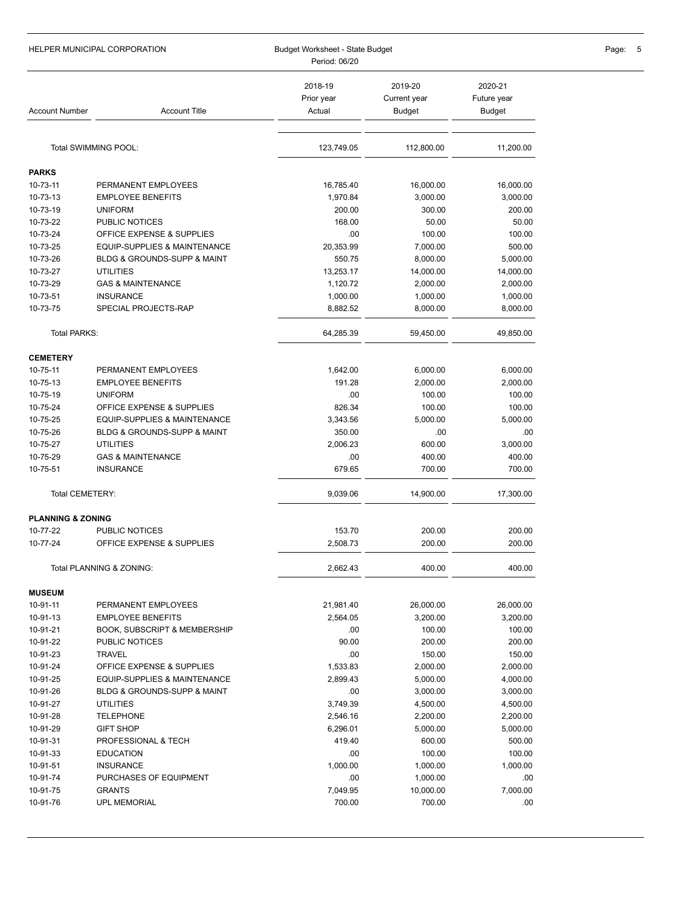| Account Number | Account Title | 2018-19 Prior year Actual | 2019-20 Current year Budget | 2020-21 Future year Budget |
|---|---|---|---|---|
| | Total SWIMMING POOL: | 123,749.05 | 112,800.00 | 11,200.00 |
| **PARKS** | | | | |
| 10-73-11 | PERMANENT EMPLOYEES | 16,785.40 | 16,000.00 | 16,000.00 |
| 10-73-13 | EMPLOYEE BENEFITS | 1,970.84 | 3,000.00 | 3,000.00 |
| 10-73-19 | UNIFORM | 200.00 | 300.00 | 200.00 |
| 10-73-22 | PUBLIC NOTICES | 168.00 | 50.00 | 50.00 |
| 10-73-24 | OFFICE EXPENSE & SUPPLIES | .00 | 100.00 | 100.00 |
| 10-73-25 | EQUIP-SUPPLIES & MAINTENANCE | 20,353.99 | 7,000.00 | 500.00 |
| 10-73-26 | BLDG & GROUNDS-SUPP & MAINT | 550.75 | 8,000.00 | 5,000.00 |
| 10-73-27 | UTILITIES | 13,253.17 | 14,000.00 | 14,000.00 |
| 10-73-29 | GAS & MAINTENANCE | 1,120.72 | 2,000.00 | 2,000.00 |
| 10-73-51 | INSURANCE | 1,000.00 | 1,000.00 | 1,000.00 |
| 10-73-75 | SPECIAL PROJECTS-RAP | 8,882.52 | 8,000.00 | 8,000.00 |
| | Total PARKS: | 64,285.39 | 59,450.00 | 49,850.00 |
| **CEMETERY** | | | | |
| 10-75-11 | PERMANENT EMPLOYEES | 1,642.00 | 6,000.00 | 6,000.00 |
| 10-75-13 | EMPLOYEE BENEFITS | 191.28 | 2,000.00 | 2,000.00 |
| 10-75-19 | UNIFORM | .00 | 100.00 | 100.00 |
| 10-75-24 | OFFICE EXPENSE & SUPPLIES | 826.34 | 100.00 | 100.00 |
| 10-75-25 | EQUIP-SUPPLIES & MAINTENANCE | 3,343.56 | 5,000.00 | 5,000.00 |
| 10-75-26 | BLDG & GROUNDS-SUPP & MAINT | 350.00 | .00 | .00 |
| 10-75-27 | UTILITIES | 2,006.23 | 600.00 | 3,000.00 |
| 10-75-29 | GAS & MAINTENANCE | .00 | 400.00 | 400.00 |
| 10-75-51 | INSURANCE | 679.65 | 700.00 | 700.00 |
| | Total CEMETERY: | 9,039.06 | 14,900.00 | 17,300.00 |
| **PLANNING & ZONING** | | | | |
| 10-77-22 | PUBLIC NOTICES | 153.70 | 200.00 | 200.00 |
| 10-77-24 | OFFICE EXPENSE & SUPPLIES | 2,508.73 | 200.00 | 200.00 |
| | Total PLANNING & ZONING: | 2,662.43 | 400.00 | 400.00 |
| **MUSEUM** | | | | |
| 10-91-11 | PERMANENT EMPLOYEES | 21,981.40 | 26,000.00 | 26,000.00 |
| 10-91-13 | EMPLOYEE BENEFITS | 2,564.05 | 3,200.00 | 3,200.00 |
| 10-91-21 | BOOK, SUBSCRIPT & MEMBERSHIP | .00 | 100.00 | 100.00 |
| 10-91-22 | PUBLIC NOTICES | 90.00 | 200.00 | 200.00 |
| 10-91-23 | TRAVEL | .00 | 150.00 | 150.00 |
| 10-91-24 | OFFICE EXPENSE & SUPPLIES | 1,533.83 | 2,000.00 | 2,000.00 |
| 10-91-25 | EQUIP-SUPPLIES & MAINTENANCE | 2,899.43 | 5,000.00 | 4,000.00 |
| 10-91-26 | BLDG & GROUNDS-SUPP & MAINT | .00 | 3,000.00 | 3,000.00 |
| 10-91-27 | UTILITIES | 3,749.39 | 4,500.00 | 4,500.00 |
| 10-91-28 | TELEPHONE | 2,546.16 | 2,200.00 | 2,200.00 |
| 10-91-29 | GIFT SHOP | 6,296.01 | 5,000.00 | 5,000.00 |
| 10-91-31 | PROFESSIONAL & TECH | 419.40 | 600.00 | 500.00 |
| 10-91-33 | EDUCATION | .00 | 100.00 | 100.00 |
| 10-91-51 | INSURANCE | 1,000.00 | 1,000.00 | 1,000.00 |
| 10-91-74 | PURCHASES OF EQUIPMENT | .00 | 1,000.00 | .00 |
| 10-91-75 | GRANTS | 7,049.95 | 10,000.00 | 7,000.00 |
| 10-91-76 | UPL MEMORIAL | 700.00 | 700.00 | .00 |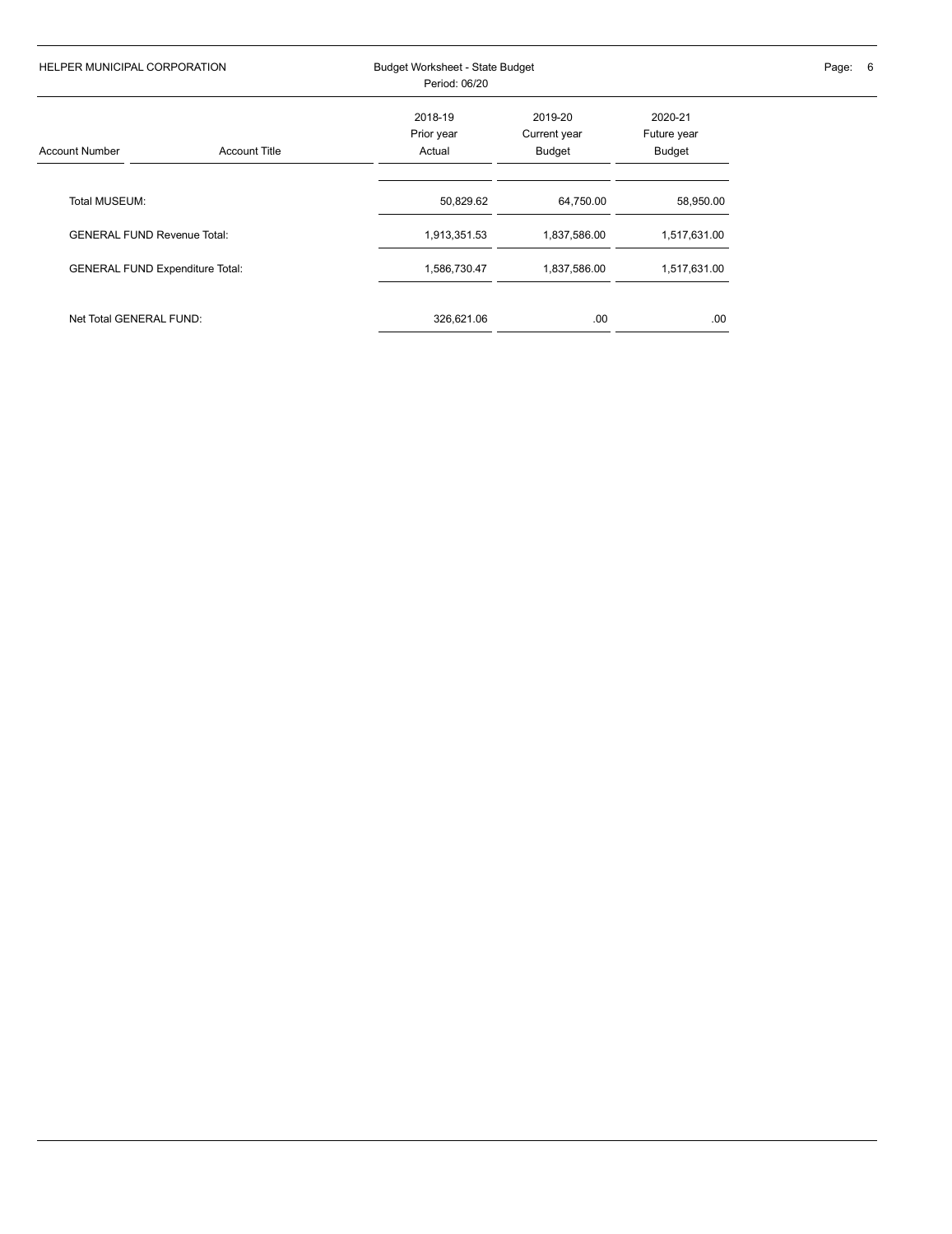| Account Number | Account Title | 2018-19 Prior year Actual | 2019-20 Current year Budget | 2020-21 Future year Budget |
|---|---|---|---|---|
| Total MUSEUM: | | 50,829.62 | 64,750.00 | 58,950.00 |
| GENERAL FUND Revenue Total: | | 1,913,351.53 | 1,837,586.00 | 1,517,631.00 |
| GENERAL FUND Expenditure Total: | | 1,586,730.47 | 1,837,586.00 | 1,517,631.00 |
| Net Total GENERAL FUND: | | 326,621.06 | .00 | .00 |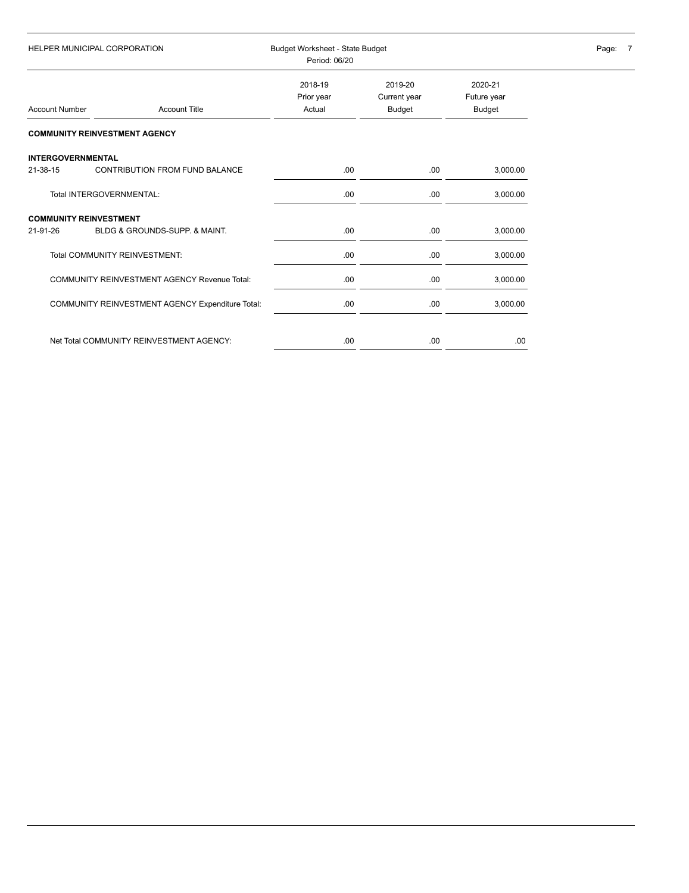HELPER MUNICIPAL CORPORATION

Budget Worksheet - State Budget
Period: 06/20

| Account Number | Account Title | 2018-19 Prior year Actual | 2019-20 Current year Budget | 2020-21 Future year Budget |
|---|---|---|---|---|
| **COMMUNITY REINVESTMENT AGENCY** | | | | |
| **INTERGOVERNMENTAL** | | | | |
| 21-38-15 | CONTRIBUTION FROM FUND BALANCE | .00 | .00 | 3,000.00 |
| | Total INTERGOVERNMENTAL: | .00 | .00 | 3,000.00 |
| **COMMUNITY REINVESTMENT** | | | | |
| 21-91-26 | BLDG & GROUNDS-SUPP. & MAINT. | .00 | .00 | 3,000.00 |
| | Total COMMUNITY REINVESTMENT: | .00 | .00 | 3,000.00 |
| | COMMUNITY REINVESTMENT AGENCY Revenue Total: | .00 | .00 | 3,000.00 |
| | COMMUNITY REINVESTMENT AGENCY Expenditure Total: | .00 | .00 | 3,000.00 |
| | Net Total COMMUNITY REINVESTMENT AGENCY: | .00 | .00 | .00 |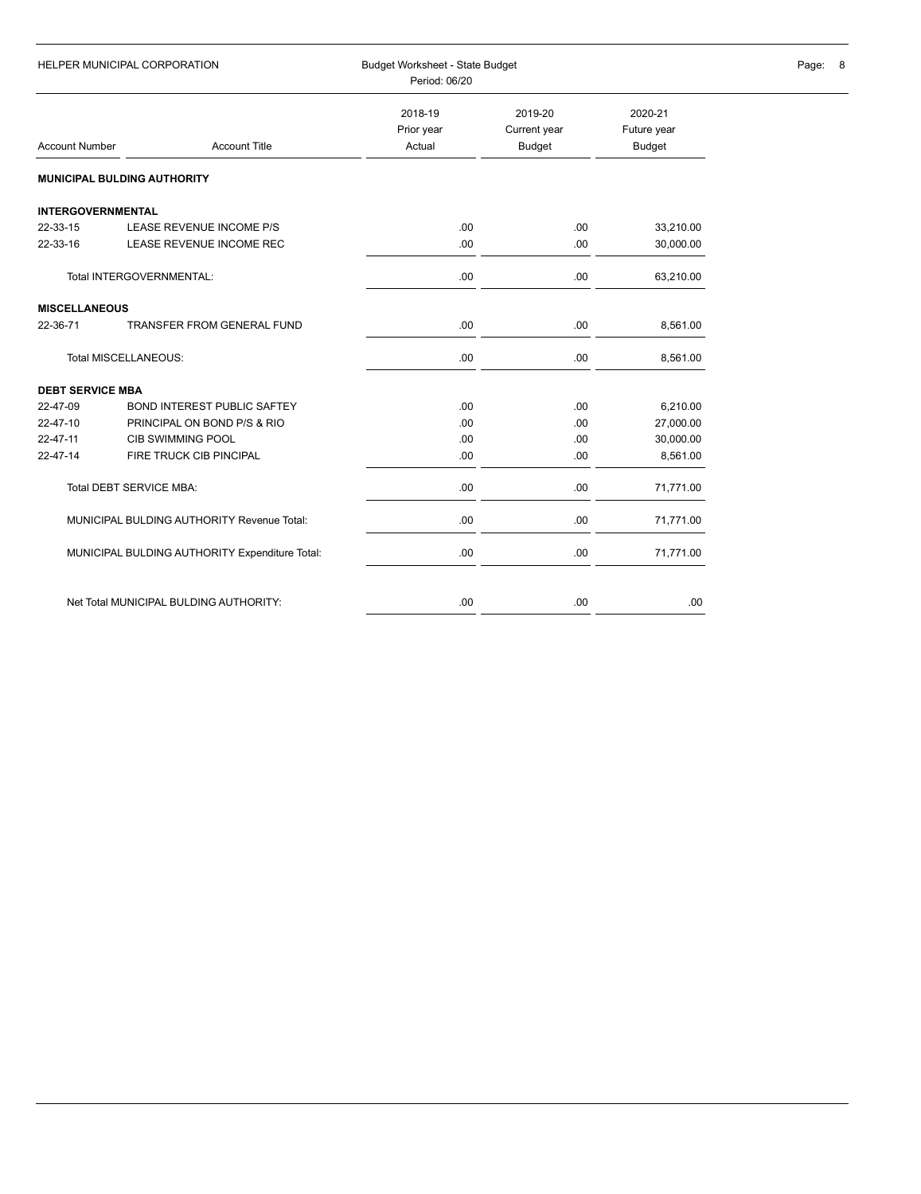HELPER MUNICIPAL CORPORATION

Budget Worksheet - State Budget
Period: 06/20

| Account Number | Account Title | 2018-19 Prior year Actual | 2019-20 Current year Budget | 2020-21 Future year Budget |
|---|---|---|---|---|
| **MUNICIPAL BULDING AUTHORITY** | | | | |
| **INTERGOVERNMENTAL** | | | | |
| 22-33-15 | LEASE REVENUE INCOME P/S | .00 | .00 | 33,210.00 |
| 22-33-16 | LEASE REVENUE INCOME REC | .00 | .00 | 30,000.00 |
| | Total INTERGOVERNMENTAL: | .00 | .00 | 63,210.00 |
| **MISCELLANEOUS** | | | | |
| 22-36-71 | TRANSFER FROM GENERAL FUND | .00 | .00 | 8,561.00 |
| | Total MISCELLANEOUS: | .00 | .00 | 8,561.00 |
| **DEBT SERVICE MBA** | | | | |
| 22-47-09 | BOND INTEREST PUBLIC SAFTEY | .00 | .00 | 6,210.00 |
| 22-47-10 | PRINCIPAL ON BOND P/S & RIO | .00 | .00 | 27,000.00 |
| 22-47-11 | CIB SWIMMING POOL | .00 | .00 | 30,000.00 |
| 22-47-14 | FIRE TRUCK CIB PINCIPAL | .00 | .00 | 8,561.00 |
| | Total DEBT SERVICE MBA: | .00 | .00 | 71,771.00 |
| | MUNICIPAL BULDING AUTHORITY Revenue Total: | .00 | .00 | 71,771.00 |
| | MUNICIPAL BULDING AUTHORITY Expenditure Total: | .00 | .00 | 71,771.00 |
| | Net Total MUNICIPAL BULDING AUTHORITY: | .00 | .00 | .00 |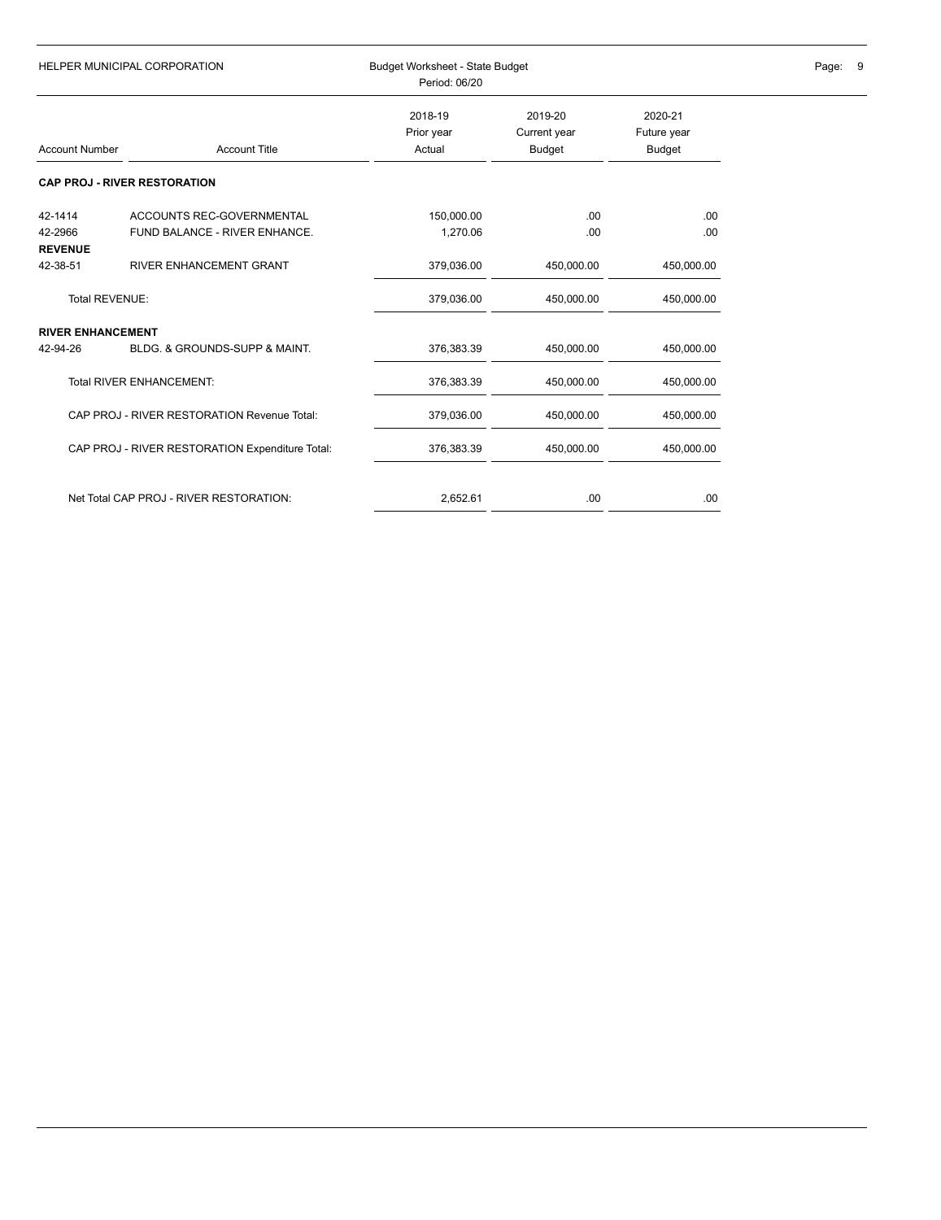| Account Number | Account Title | 2018-19 Prior year Actual | 2019-20 Current year Budget | 2020-21 Future year Budget |
|---|---|---|---|---|
| **CAP PROJ - RIVER RESTORATION** | | | | |
| 42-1414 | ACCOUNTS REC-GOVERNMENTAL | 150,000.00 | .00 | .00 |
| 42-2966 | FUND BALANCE - RIVER ENHANCE. | 1,270.06 | .00 | .00 |
| **REVENUE** | | | | |
| 42-38-51 | RIVER ENHANCEMENT GRANT | 379,036.00 | 450,000.00 | 450,000.00 |
| Total REVENUE: | | 379,036.00 | 450,000.00 | 450,000.00 |
| **RIVER ENHANCEMENT** | | | | |
| 42-94-26 | BLDG. & GROUNDS-SUPP & MAINT. | 376,383.39 | 450,000.00 | 450,000.00 |
| | Total RIVER ENHANCEMENT: | 376,383.39 | 450,000.00 | 450,000.00 |
| | CAP PROJ - RIVER RESTORATION Revenue Total: | 379,036.00 | 450,000.00 | 450,000.00 |
| | CAP PROJ - RIVER RESTORATION Expenditure Total: | 376,383.39 | 450,000.00 | 450,000.00 |
| | Net Total CAP PROJ - RIVER RESTORATION: | 2,652.61 | .00 | .00 |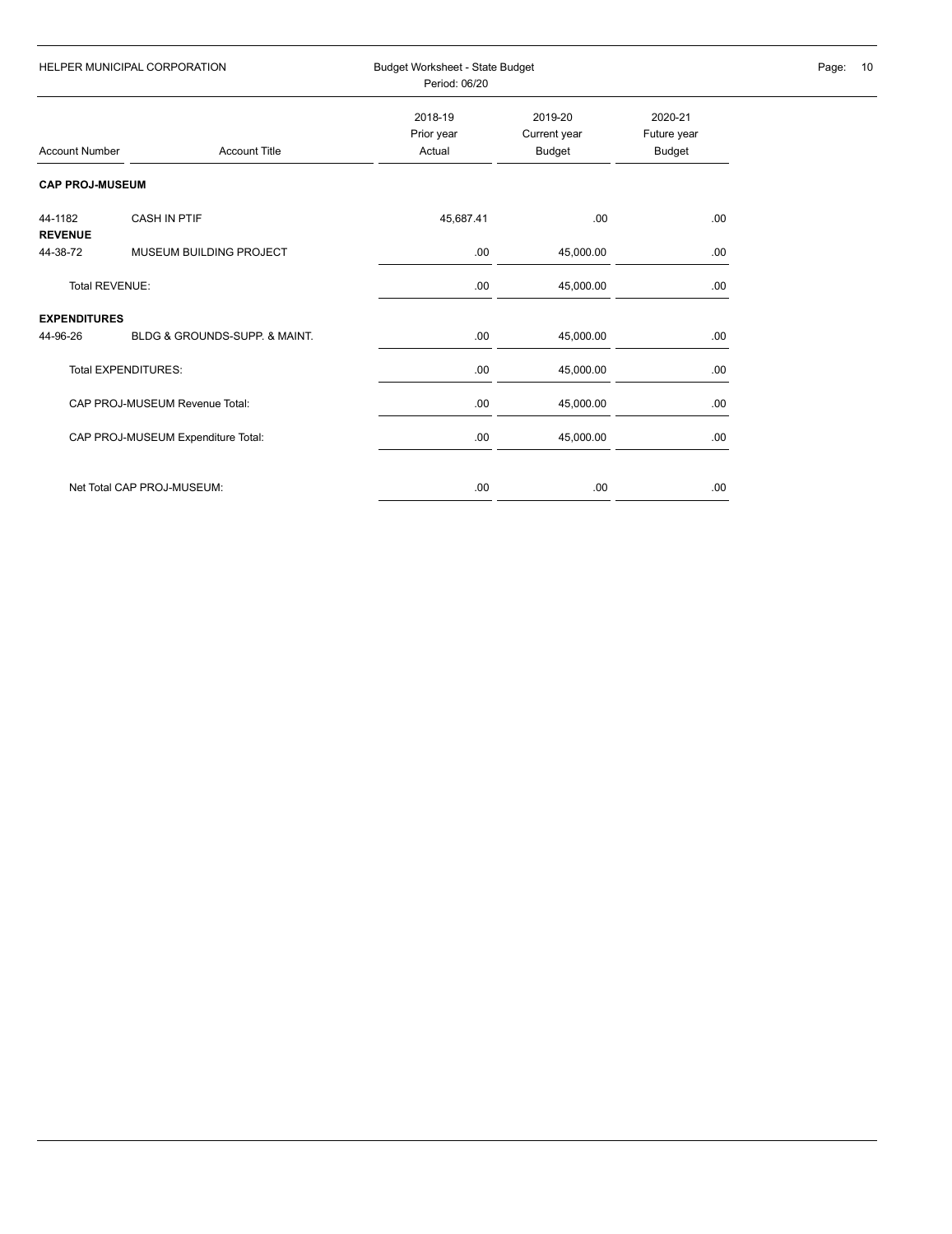HELPER MUNICIPAL CORPORATION

Budget Worksheet - State Budget
Period: 06/20

| Account Number | Account Title | 2018-19 Prior year Actual | 2019-20 Current year Budget | 2020-21 Future year Budget |
|---|---|---|---|---|
| **CAP PROJ-MUSEUM** | | | | |
| 44-1182 | CASH IN PTIF | 45,687.41 | .00 | .00 |
| **REVENUE** | | | | |
| 44-38-72 | MUSEUM BUILDING PROJECT | .00 | 45,000.00 | .00 |
| | Total REVENUE: | .00 | 45,000.00 | .00 |
| **EXPENDITURES** | | | | |
| 44-96-26 | BLDG & GROUNDS-SUPP. & MAINT. | .00 | 45,000.00 | .00 |
| | Total EXPENDITURES: | .00 | 45,000.00 | .00 |
| | CAP PROJ-MUSEUM Revenue Total: | .00 | 45,000.00 | .00 |
| | CAP PROJ-MUSEUM Expenditure Total: | .00 | 45,000.00 | .00 |
| | Net Total CAP PROJ-MUSEUM: | .00 | .00 | .00 |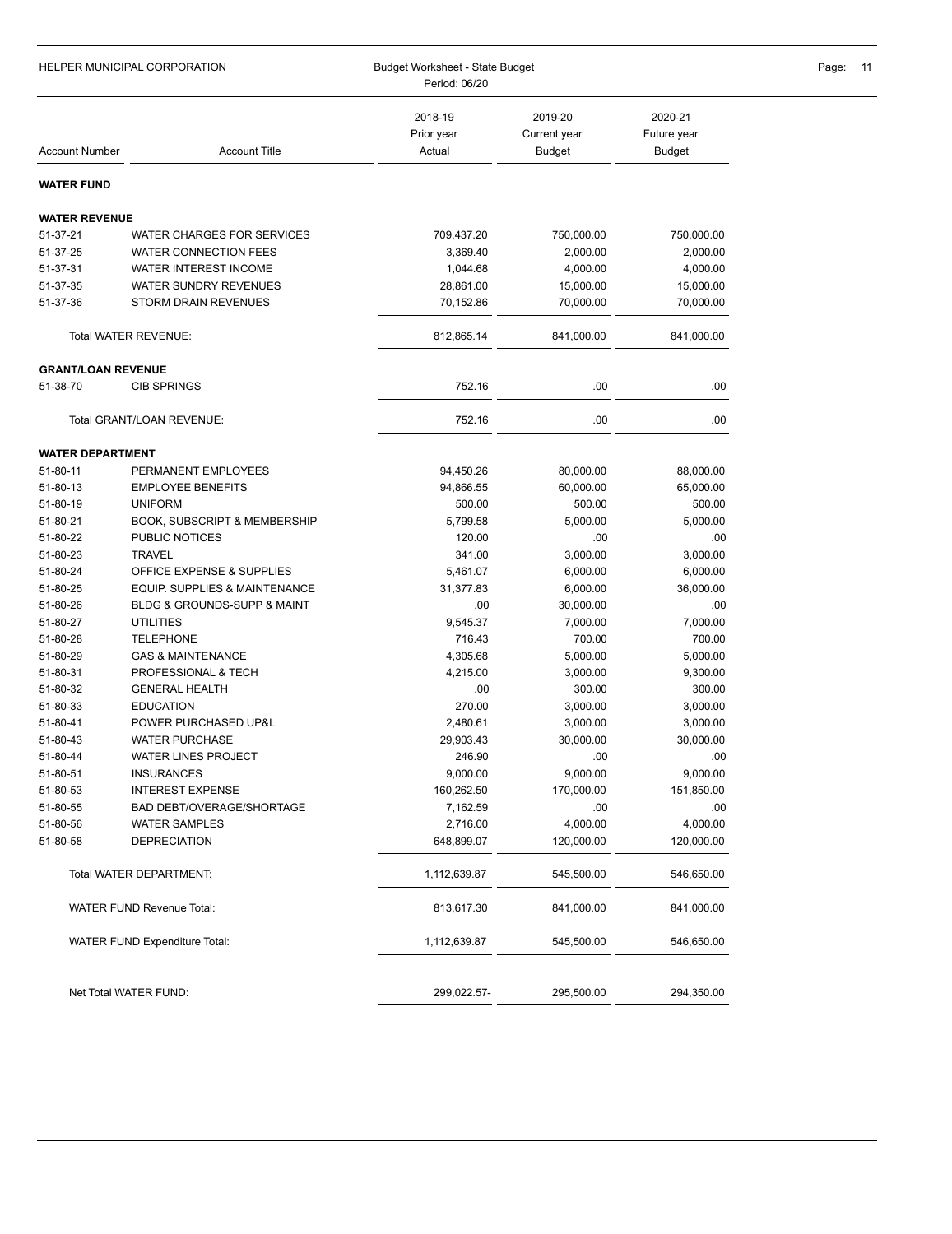HELPER MUNICIPAL CORPORATION

Budget Worksheet - State Budget

Period: 06/20

| Account Number | Account Title | 2018-19 Prior year Actual | 2019-20 Current year Budget | 2020-21 Future year Budget |
|---|---|---|---|---|
| **WATER FUND** | | | | |
| **WATER REVENUE** | | | | |
| 51-37-21 | WATER CHARGES FOR SERVICES | 709,437.20 | 750,000.00 | 750,000.00 |
| 51-37-25 | WATER CONNECTION FEES | 3,369.40 | 2,000.00 | 2,000.00 |
| 51-37-31 | WATER INTEREST INCOME | 1,044.68 | 4,000.00 | 4,000.00 |
| 51-37-35 | WATER SUNDRY REVENUES | 28,861.00 | 15,000.00 | 15,000.00 |
| 51-37-36 | STORM DRAIN REVENUES | 70,152.86 | 70,000.00 | 70,000.00 |
| | Total WATER REVENUE: | 812,865.14 | 841,000.00 | 841,000.00 |
| **GRANT/LOAN REVENUE** | | | | |
| 51-38-70 | CIB SPRINGS | 752.16 | .00 | .00 |
| | Total GRANT/LOAN REVENUE: | 752.16 | .00 | .00 |
| **WATER DEPARTMENT** | | | | |
| 51-80-11 | PERMANENT EMPLOYEES | 94,450.26 | 80,000.00 | 88,000.00 |
| 51-80-13 | EMPLOYEE BENEFITS | 94,866.55 | 60,000.00 | 65,000.00 |
| 51-80-19 | UNIFORM | 500.00 | 500.00 | 500.00 |
| 51-80-21 | BOOK, SUBSCRIPT & MEMBERSHIP | 5,799.58 | 5,000.00 | 5,000.00 |
| 51-80-22 | PUBLIC NOTICES | 120.00 | .00 | .00 |
| 51-80-23 | TRAVEL | 341.00 | 3,000.00 | 3,000.00 |
| 51-80-24 | OFFICE EXPENSE & SUPPLIES | 5,461.07 | 6,000.00 | 6,000.00 |
| 51-80-25 | EQUIP. SUPPLIES & MAINTENANCE | 31,377.83 | 6,000.00 | 36,000.00 |
| 51-80-26 | BLDG & GROUNDS-SUPP & MAINT | .00 | 30,000.00 | .00 |
| 51-80-27 | UTILITIES | 9,545.37 | 7,000.00 | 7,000.00 |
| 51-80-28 | TELEPHONE | 716.43 | 700.00 | 700.00 |
| 51-80-29 | GAS & MAINTENANCE | 4,305.68 | 5,000.00 | 5,000.00 |
| 51-80-31 | PROFESSIONAL & TECH | 4,215.00 | 3,000.00 | 9,300.00 |
| 51-80-32 | GENERAL HEALTH | .00 | 300.00 | 300.00 |
| 51-80-33 | EDUCATION | 270.00 | 3,000.00 | 3,000.00 |
| 51-80-41 | POWER PURCHASED UP&L | 2,480.61 | 3,000.00 | 3,000.00 |
| 51-80-43 | WATER PURCHASE | 29,903.43 | 30,000.00 | 30,000.00 |
| 51-80-44 | WATER LINES PROJECT | 246.90 | .00 | .00 |
| 51-80-51 | INSURANCES | 9,000.00 | 9,000.00 | 9,000.00 |
| 51-80-53 | INTEREST EXPENSE | 160,262.50 | 170,000.00 | 151,850.00 |
| 51-80-55 | BAD DEBT/OVERAGE/SHORTAGE | 7,162.59 | .00 | .00 |
| 51-80-56 | WATER SAMPLES | 2,716.00 | 4,000.00 | 4,000.00 |
| 51-80-58 | DEPRECIATION | 648,899.07 | 120,000.00 | 120,000.00 |
| | Total WATER DEPARTMENT: | 1,112,639.87 | 545,500.00 | 546,650.00 |
| | WATER FUND Revenue Total: | 813,617.30 | 841,000.00 | 841,000.00 |
| | WATER FUND Expenditure Total: | 1,112,639.87 | 545,500.00 | 546,650.00 |
| | Net Total WATER FUND: | 299,022.57- | 295,500.00 | 294,350.00 |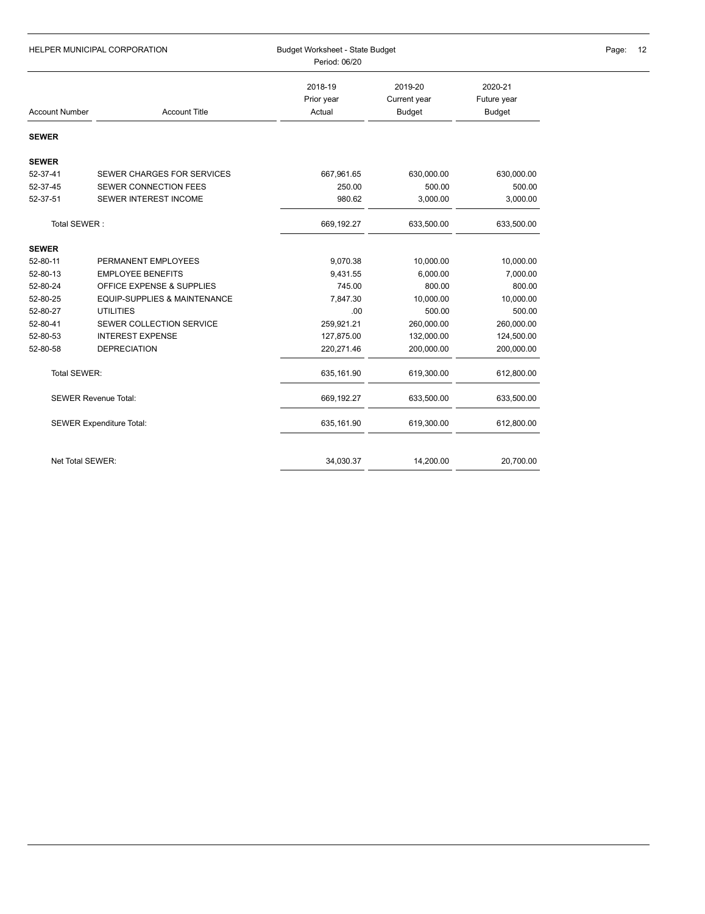| Account Number | Account Title | 2018-19 Prior year Actual | 2019-20 Current year Budget | 2020-21 Future year Budget |
|---|---|---|---|---|
| **SEWER** | | | | |
| **SEWER** | | | | |
| 52-37-41 | SEWER CHARGES FOR SERVICES | 667,961.65 | 630,000.00 | 630,000.00 |
| 52-37-45 | SEWER CONNECTION FEES | 250.00 | 500.00 | 500.00 |
| 52-37-51 | SEWER INTEREST INCOME | 980.62 | 3,000.00 | 3,000.00 |
| Total SEWER : | | 669,192.27 | 633,500.00 | 633,500.00 |
| **SEWER** | | | | |
| 52-80-11 | PERMANENT EMPLOYEES | 9,070.38 | 10,000.00 | 10,000.00 |
| 52-80-13 | EMPLOYEE BENEFITS | 9,431.55 | 6,000.00 | 7,000.00 |
| 52-80-24 | OFFICE EXPENSE & SUPPLIES | 745.00 | 800.00 | 800.00 |
| 52-80-25 | EQUIP-SUPPLIES & MAINTENANCE | 7,847.30 | 10,000.00 | 10,000.00 |
| 52-80-27 | UTILITIES | .00 | 500.00 | 500.00 |
| 52-80-41 | SEWER COLLECTION SERVICE | 259,921.21 | 260,000.00 | 260,000.00 |
| 52-80-53 | INTEREST EXPENSE | 127,875.00 | 132,000.00 | 124,500.00 |
| 52-80-58 | DEPRECIATION | 220,271.46 | 200,000.00 | 200,000.00 |
| Total SEWER: | | 635,161.90 | 619,300.00 | 612,800.00 |
| SEWER Revenue Total: | | 669,192.27 | 633,500.00 | 633,500.00 |
| SEWER Expenditure Total: | | 635,161.90 | 619,300.00 | 612,800.00 |
| Net Total SEWER: | | 34,030.37 | 14,200.00 | 20,700.00 |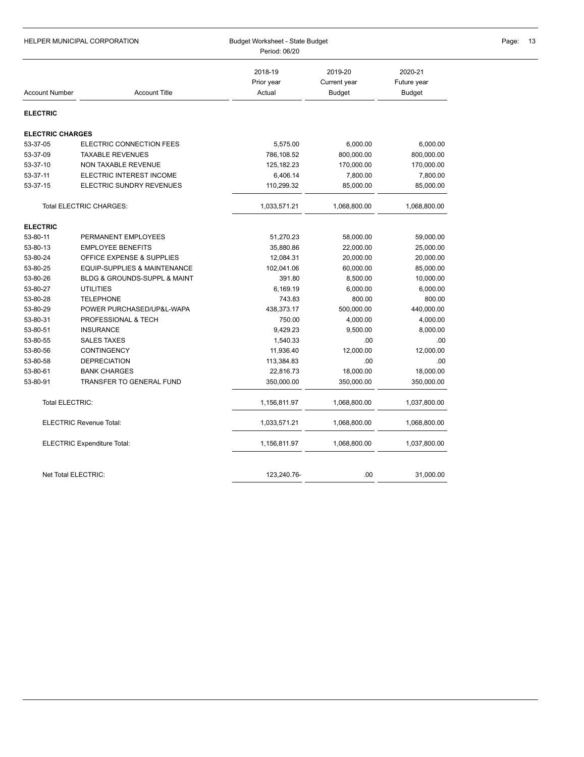HELPER MUNICIPAL CORPORATION

Budget Worksheet - State Budget
Period: 06/20

| Account Number | Account Title | 2018-19 Prior year Actual | 2019-20 Current year Budget | 2020-21 Future year Budget |
|---|---|---|---|---|
| **ELECTRIC** | | | | |
| **ELECTRIC CHARGES** | | | | |
| 53-37-05 | ELECTRIC CONNECTION FEES | 5,575.00 | 6,000.00 | 6,000.00 |
| 53-37-09 | TAXABLE REVENUES | 786,108.52 | 800,000.00 | 800,000.00 |
| 53-37-10 | NON TAXABLE REVENUE | 125,182.23 | 170,000.00 | 170,000.00 |
| 53-37-11 | ELECTRIC INTEREST INCOME | 6,406.14 | 7,800.00 | 7,800.00 |
| 53-37-15 | ELECTRIC SUNDRY REVENUES | 110,299.32 | 85,000.00 | 85,000.00 |
| | Total ELECTRIC CHARGES: | 1,033,571.21 | 1,068,800.00 | 1,068,800.00 |
| **ELECTRIC** | | | | |
| 53-80-11 | PERMANENT EMPLOYEES | 51,270.23 | 58,000.00 | 59,000.00 |
| 53-80-13 | EMPLOYEE BENEFITS | 35,880.86 | 22,000.00 | 25,000.00 |
| 53-80-24 | OFFICE EXPENSE & SUPPLIES | 12,084.31 | 20,000.00 | 20,000.00 |
| 53-80-25 | EQUIP-SUPPLIES & MAINTENANCE | 102,041.06 | 60,000.00 | 85,000.00 |
| 53-80-26 | BLDG & GROUNDS-SUPPL & MAINT | 391.80 | 8,500.00 | 10,000.00 |
| 53-80-27 | UTILITIES | 6,169.19 | 6,000.00 | 6,000.00 |
| 53-80-28 | TELEPHONE | 743.83 | 800.00 | 800.00 |
| 53-80-29 | POWER PURCHASED/UP&L-WAPA | 438,373.17 | 500,000.00 | 440,000.00 |
| 53-80-31 | PROFESSIONAL & TECH | 750.00 | 4,000.00 | 4,000.00 |
| 53-80-51 | INSURANCE | 9,429.23 | 9,500.00 | 8,000.00 |
| 53-80-55 | SALES TAXES | 1,540.33 | .00 | .00 |
| 53-80-56 | CONTINGENCY | 11,936.40 | 12,000.00 | 12,000.00 |
| 53-80-58 | DEPRECIATION | 113,384.83 | .00 | .00 |
| 53-80-61 | BANK CHARGES | 22,816.73 | 18,000.00 | 18,000.00 |
| 53-80-91 | TRANSFER TO GENERAL FUND | 350,000.00 | 350,000.00 | 350,000.00 |
| | Total ELECTRIC: | 1,156,811.97 | 1,068,800.00 | 1,037,800.00 |
| | ELECTRIC Revenue Total: | 1,033,571.21 | 1,068,800.00 | 1,068,800.00 |
| | ELECTRIC Expenditure Total: | 1,156,811.97 | 1,068,800.00 | 1,037,800.00 |
| | Net Total ELECTRIC: | 123,240.76- | .00 | 31,000.00 |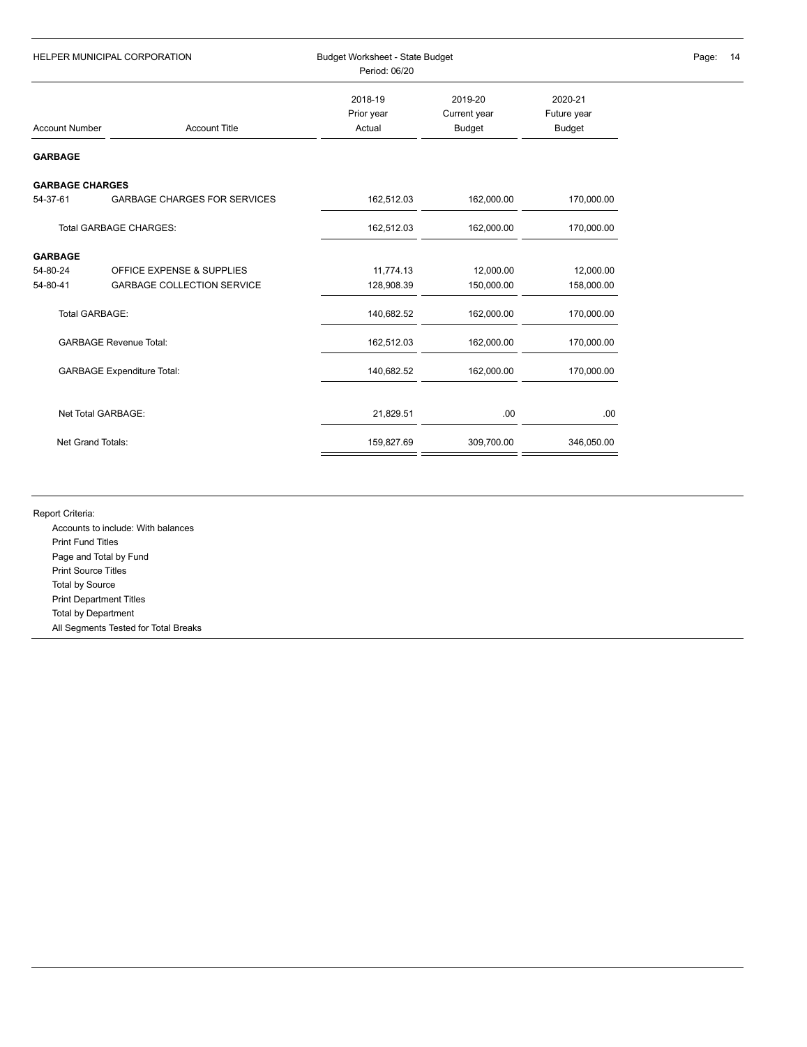HELPER MUNICIPAL CORPORATION

Budget Worksheet - State Budget

Period: 06/20

| Account Number | Account Title | 2018-19 Prior year Actual | 2019-20 Current year Budget | 2020-21 Future year Budget |
|---|---|---|---|---|
| **GARBAGE** | | | | |
| **GARBAGE CHARGES** | | | | |
| 54-37-61 | GARBAGE CHARGES FOR SERVICES | 162,512.03 | 162,000.00 | 170,000.00 |
| Total GARBAGE CHARGES: | | 162,512.03 | 162,000.00 | 170,000.00 |
| **GARBAGE** | | | | |
| 54-80-24 | OFFICE EXPENSE & SUPPLIES | 11,774.13 | 12,000.00 | 12,000.00 |
| 54-80-41 | GARBAGE COLLECTION SERVICE | 128,908.39 | 150,000.00 | 158,000.00 |
| Total GARBAGE: | | 140,682.52 | 162,000.00 | 170,000.00 |
| GARBAGE Revenue Total: | | 162,512.03 | 162,000.00 | 170,000.00 |
| GARBAGE Expenditure Total: | | 140,682.52 | 162,000.00 | 170,000.00 |
| Net Total GARBAGE: | | 21,829.51 | .00 | .00 |
| Net Grand Totals: | | 159,827.69 | 309,700.00 | 346,050.00 |

Report Criteria:

- Accounts to include: With balances
- Print Fund Titles
- Page and Total by Fund
- Print Source Titles
- Total by Source
- Print Department Titles
- Total by Department
- All Segments Tested for Total Breaks